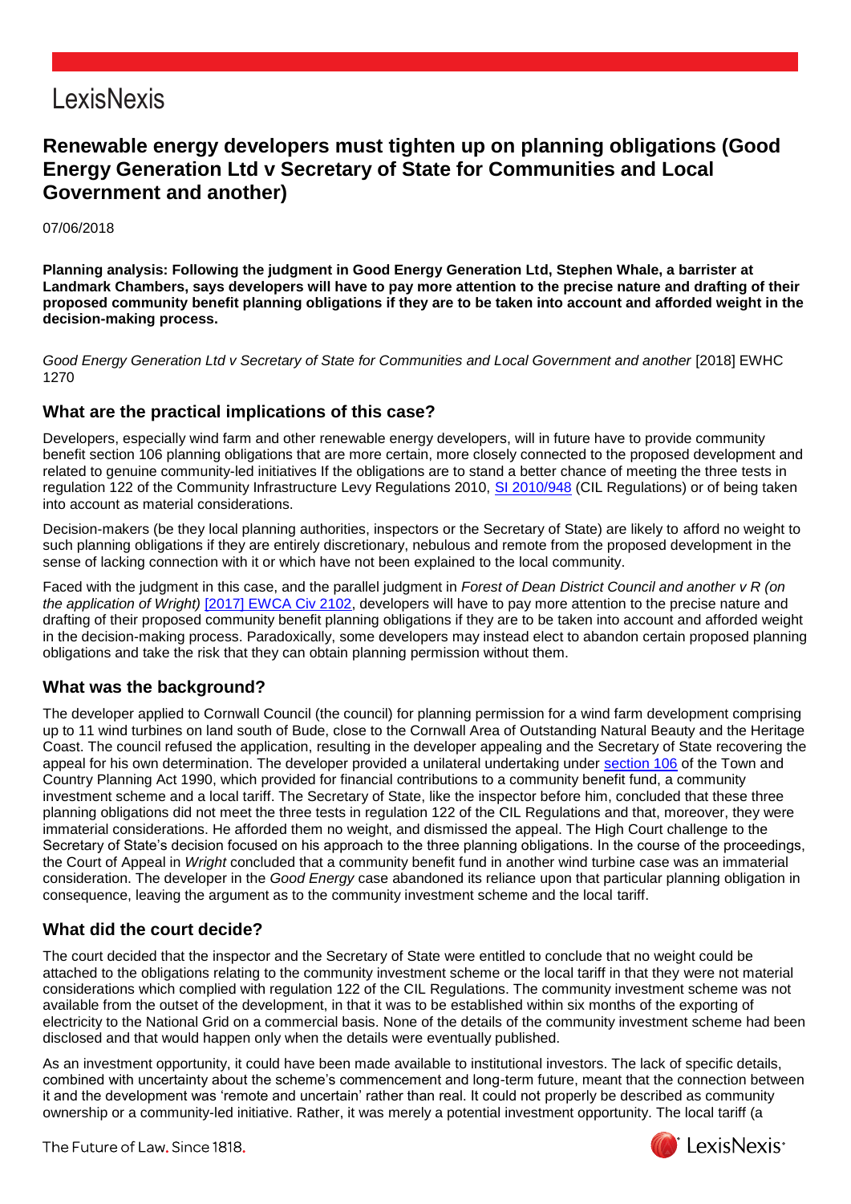# Renewable energy developers must tighten up on planning obligations (Good Energy Generation Ltd v Secretary of State for Communities and Local Government and another)

07/06/2018

**Planning analysis: Following the judgment in Good Energy Generation Ltd, Stephen Whale, a barrister at Landmark Chambers, says developers will have to pay more attention to the precise nature and drafting of their proposed community benefit planning obligations if they are to be taken into account and afforded weight in the decision-making process.**

*Good Energy Generation Ltd v Secretary of State for Communities and Local Government and another* [2018] EWHC 1270

## What are the practical implications of this case?

Developers, especially wind farm and other renewable energy developers, will in future have to provide community benefit section 106 planning obligations that are more certain, more closely connected to the proposed development and related to genuine community-led initiatives If the obligations are to stand a better chance of meeting the three tests in regulation 122 of the Community Infrastructure Levy Regulations 2010, SI 2010/948 (CIL Regulations) or of being taken into account as material considerations.

Decision-makers (be they local planning authorities, inspectors or the Secretary of State) are likely to afford no weight to such planning obligations if they are entirely discretionary, nebulous and remote from the proposed development in the sense of lacking connection with it or which have not been explained to the local community.

Faced with the judgment in this case, and the parallel judgment in *Forest of Dean District Council and another v R (on the application of Wright)* [2017] EWCA Civ 2102, developers will have to pay more attention to the precise nature and drafting of their proposed community benefit planning obligations if they are to be taken into account and afforded weight in the decision-making process. Paradoxically, some developers may instead elect to abandon certain proposed planning obligations and take the risk that they can obtain planning permission without them.

## What was the background?

The developer applied to Cornwall Council (the council) for planning permission for a wind farm development comprising up to 11 wind turbines on land south of Bude, close to the Cornwall Area of Outstanding Natural Beauty and the Heritage Coast. The council refused the application, resulting in the developer appealing and the Secretary of State recovering the appeal for his own determination. The developer provided a unilateral undertaking under section 106 of the Town and Country Planning Act 1990, which provided for financial contributions to a community benefit fund, a community investment scheme and a local tariff. The Secretary of State, like the inspector before him, concluded that these three planning obligations did not meet the three tests in regulation 122 of the CIL Regulations and that, moreover, they were immaterial considerations. He afforded them no weight, and dismissed the appeal. The High Court challenge to the Secretary of State's decision focused on his approach to the three planning obligations. In the course of the proceedings, the Court of Appeal in *Wright* concluded that a community benefit fund in another wind turbine case was an immaterial consideration. The developer in the *Good Energy* case abandoned its reliance upon that particular planning obligation in consequence, leaving the argument as to the community investment scheme and the local tariff.

## What did the court decide?

The court decided that the inspector and the Secretary of State were entitled to conclude that no weight could be attached to the obligations relating to the community investment scheme or the local tariff in that they were not material considerations which complied with regulation 122 of the CIL Regulations. The community investment scheme was not available from the outset of the development, in that it was to be established within six months of the exporting of electricity to the National Grid on a commercial basis. None of the details of the community investment scheme had been disclosed and that would happen only when the details were eventually published.

As an investment opportunity, it could have been made available to institutional investors. The lack of specific details, combined with uncertainty about the scheme's commencement and long-term future, meant that the connection between it and the development was 'remote and uncertain' rather than real. It could not properly be described as community ownership or a community-led initiative. Rather, it was merely a potential investment opportunity. The local tariff (a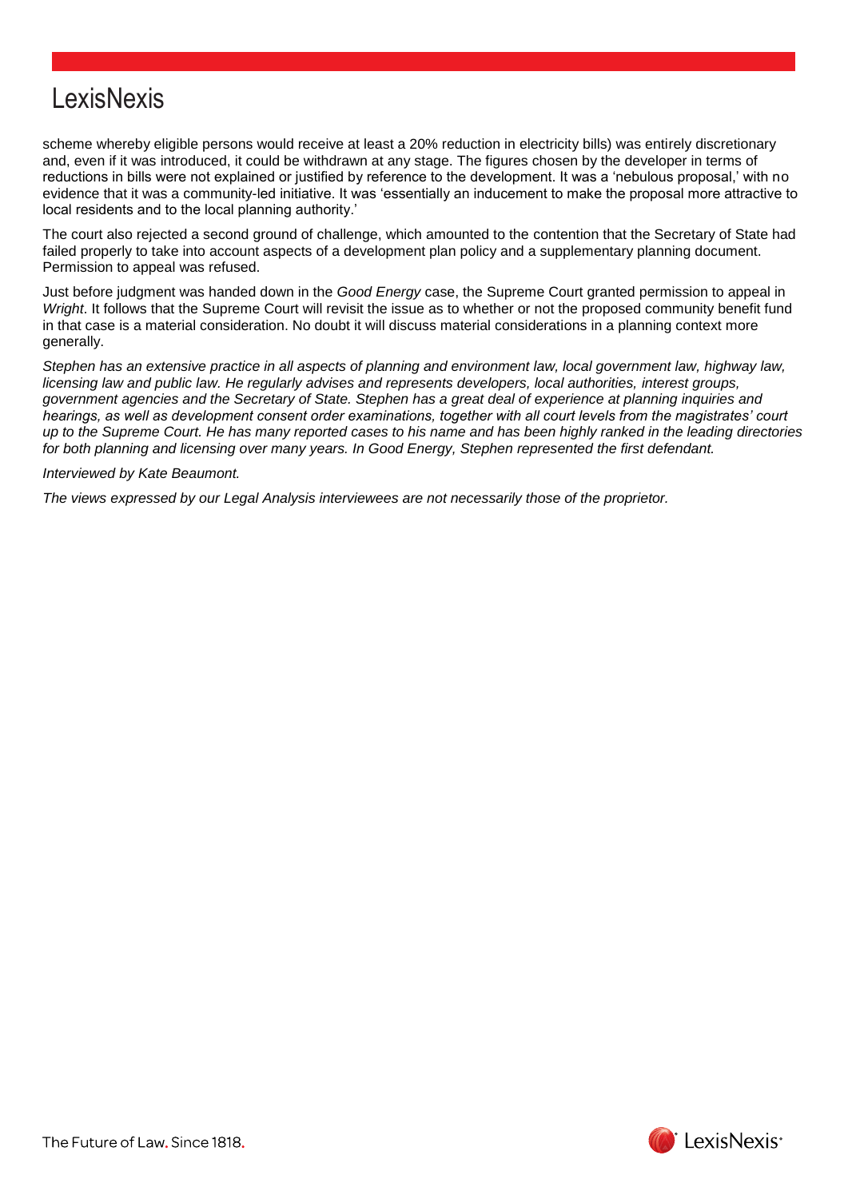scheme whereby eligible persons would receive at least a 20% reduction in electricity bills) was entirely discretionary and, even if it was introduced, it could be withdrawn at any stage. The figures chosen by the developer in terms of reductions in bills were not explained or justified by reference to the development. It was a 'nebulous proposal,' with no evidence that it was a community-led initiative. It was 'essentially an inducement to make the proposal more attractive to local residents and to the local planning authority.'

The court also rejected a second ground of challenge, which amounted to the contention that the Secretary of State had failed properly to take into account aspects of a development plan policy and a supplementary planning document. Permission to appeal was refused.

Just before judgment was handed down in the *Good Energy* case, the Supreme Court granted permission to appeal in *Wright*. It follows that the Supreme Court will revisit the issue as to whether or not the proposed community benefit fund in that case is a material consideration. No doubt it will discuss material considerations in a planning context more generally.

*Stephen has an extensive practice in all aspects of planning and environment law, local government law, highway law, licensing law and public law. He regularly advises and represents developers, local authorities, interest groups, government agencies and the Secretary of State. Stephen has a great deal of experience at planning inquiries and hearings, as well as development consent order examinations, together with all court levels from the magistrates' court up to the Supreme Court. He has many reported cases to his name and has been highly ranked in the leading directories for both planning and licensing over many years. In Good Energy, Stephen represented the first defendant.*

*Interviewed by Kate Beaumont.*

*The views expressed by our Legal Analysis interviewees are not necessarily those of the proprietor.*